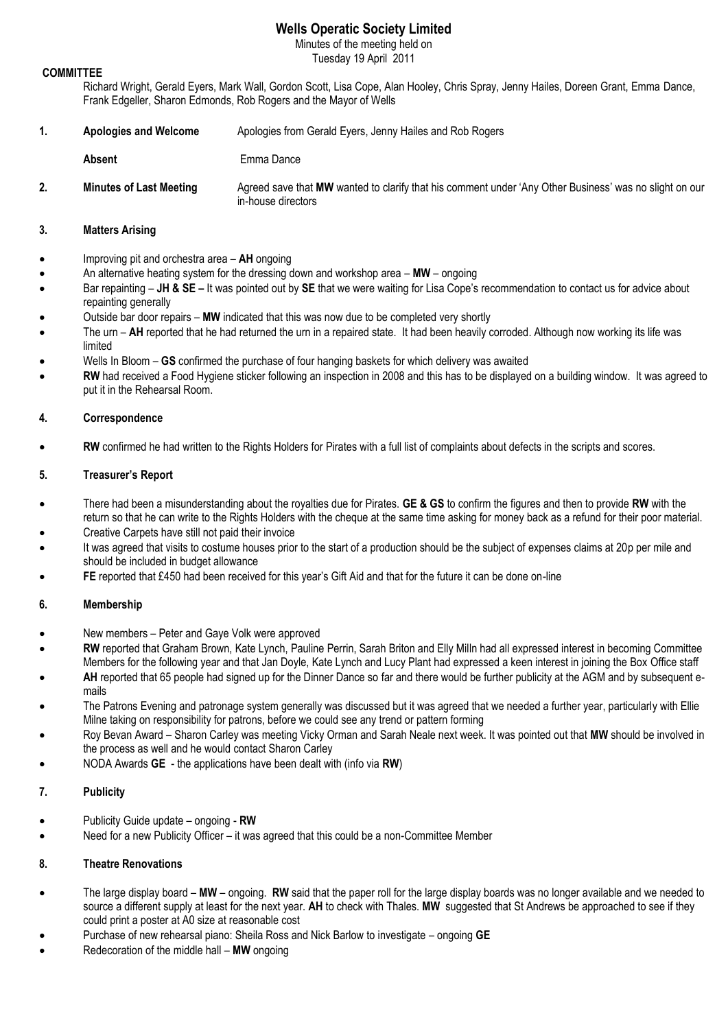# Wells Operatic Society Limited

Minutes of the meeting held on
Tuesday 19 April 2011

**COMMITTEE**

Richard Wright, Gerald Eyers, Mark Wall, Gordon Scott, Lisa Cope, Alan Hooley, Chris Spray, Jenny Hailes, Doreen Grant, Emma Dance, Frank Edgeller, Sharon Edmonds, Rob Rogers and the Mayor of Wells

**1. Apologies and Welcome** — Apologies from Gerald Eyers, Jenny Hailes and Rob Rogers

**Absent** — Emma Dance

**2. Minutes of Last Meeting** — Agreed save that **MW** wanted to clarify that his comment under 'Any Other Business' was no slight on our in-house directors

## 3. Matters Arising

- Improving pit and orchestra area – **AH** ongoing
- An alternative heating system for the dressing down and workshop area – **MW** – ongoing
- Bar repainting – **JH & SE –** It was pointed out by **SE** that we were waiting for Lisa Cope's recommendation to contact us for advice about repainting generally
- Outside bar door repairs – **MW** indicated that this was now due to be completed very shortly
- The urn – **AH** reported that he had returned the urn in a repaired state. It had been heavily corroded. Although now working its life was limited
- Wells In Bloom – **GS** confirmed the purchase of four hanging baskets for which delivery was awaited
- **RW** had received a Food Hygiene sticker following an inspection in 2008 and this has to be displayed on a building window. It was agreed to put it in the Rehearsal Room.

## 4. Correspondence

- **RW** confirmed he had written to the Rights Holders for Pirates with a full list of complaints about defects in the scripts and scores.

## 5. Treasurer's Report

- There had been a misunderstanding about the royalties due for Pirates. **GE & GS** to confirm the figures and then to provide **RW** with the return so that he can write to the Rights Holders with the cheque at the same time asking for money back as a refund for their poor material.
- Creative Carpets have still not paid their invoice
- It was agreed that visits to costume houses prior to the start of a production should be the subject of expenses claims at 20p per mile and should be included in budget allowance
- **FE** reported that £450 had been received for this year's Gift Aid and that for the future it can be done on-line

## 6. Membership

- New members – Peter and Gaye Volk were approved
- **RW** reported that Graham Brown, Kate Lynch, Pauline Perrin, Sarah Briton and Elly Milln had all expressed interest in becoming Committee Members for the following year and that Jan Doyle, Kate Lynch and Lucy Plant had expressed a keen interest in joining the Box Office staff
- **AH** reported that 65 people had signed up for the Dinner Dance so far and there would be further publicity at the AGM and by subsequent e-mails
- The Patrons Evening and patronage system generally was discussed but it was agreed that we needed a further year, particularly with Ellie Milne taking on responsibility for patrons, before we could see any trend or pattern forming
- Roy Bevan Award – Sharon Carley was meeting Vicky Orman and Sarah Neale next week. It was pointed out that **MW** should be involved in the process as well and he would contact Sharon Carley
- NODA Awards **GE** - the applications have been dealt with (info via **RW**)

## 7. Publicity

- Publicity Guide update – ongoing - **RW**
- Need for a new Publicity Officer – it was agreed that this could be a non-Committee Member

## 8. Theatre Renovations

- The large display board – **MW** – ongoing. **RW** said that the paper roll for the large display boards was no longer available and we needed to source a different supply at least for the next year. **AH** to check with Thales. **MW** suggested that St Andrews be approached to see if they could print a poster at A0 size at reasonable cost
- Purchase of new rehearsal piano: Sheila Ross and Nick Barlow to investigate – ongoing **GE**
- Redecoration of the middle hall – **MW** ongoing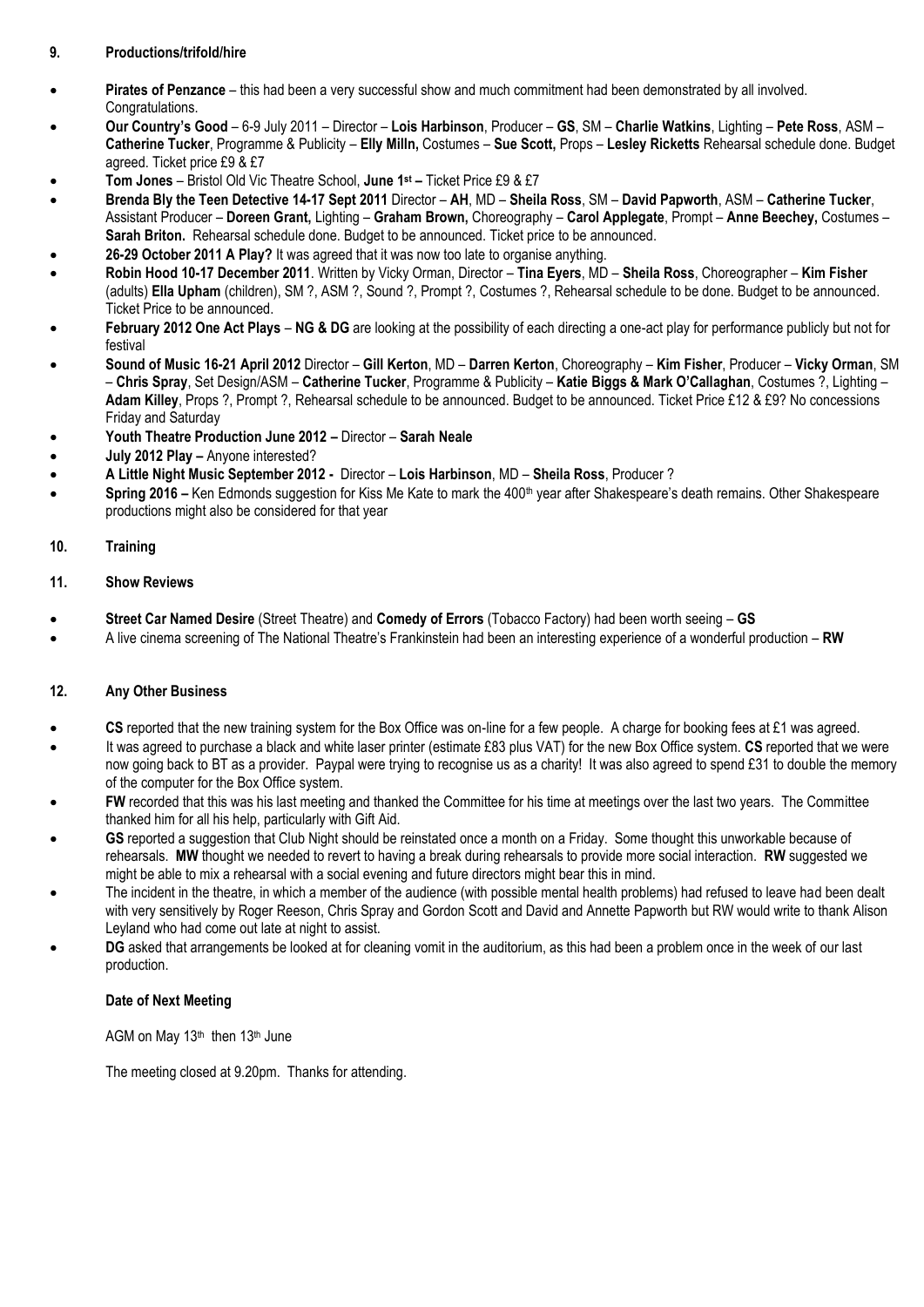## 9. Productions/trifold/hire

- **Pirates of Penzance** – this had been a very successful show and much commitment had been demonstrated by all involved. Congratulations.
- **Our Country's Good** – 6-9 July 2011 – Director – **Lois Harbinson**, Producer – **GS**, SM – **Charlie Watkins**, Lighting – **Pete Ross**, ASM – **Catherine Tucker**, Programme & Publicity – **Elly Milln,** Costumes – **Sue Scott,** Props – **Lesley Ricketts** Rehearsal schedule done. Budget agreed. Ticket price £9 & £7
- **Tom Jones** – Bristol Old Vic Theatre School, **June 1st –** Ticket Price £9 & £7
- **Brenda Bly the Teen Detective 14-17 Sept 2011** Director – **AH**, MD – **Sheila Ross**, SM – **David Papworth**, ASM – **Catherine Tucker**, Assistant Producer – **Doreen Grant,** Lighting – **Graham Brown,** Choreography – **Carol Applegate**, Prompt – **Anne Beechey,** Costumes – **Sarah Briton.** Rehearsal schedule done. Budget to be announced. Ticket price to be announced.
- **26-29 October 2011 A Play?** It was agreed that it was now too late to organise anything.
- **Robin Hood 10-17 December 2011**. Written by Vicky Orman, Director – **Tina Eyers**, MD – **Sheila Ross**, Choreographer – **Kim Fisher** (adults) **Ella Upham** (children), SM ?, ASM ?, Sound ?, Prompt ?, Costumes ?, Rehearsal schedule to be done. Budget to be announced. Ticket Price to be announced.
- **February 2012 One Act Plays** – **NG & DG** are looking at the possibility of each directing a one-act play for performance publicly but not for festival
- **Sound of Music 16-21 April 2012** Director – **Gill Kerton**, MD – **Darren Kerton**, Choreography – **Kim Fisher**, Producer – **Vicky Orman**, SM – **Chris Spray**, Set Design/ASM – **Catherine Tucker**, Programme & Publicity – **Katie Biggs & Mark O'Callaghan**, Costumes ?, Lighting – **Adam Killey**, Props ?, Prompt ?, Rehearsal schedule to be announced. Budget to be announced. Ticket Price £12 & £9? No concessions Friday and Saturday
- **Youth Theatre Production June 2012 –** Director – **Sarah Neale**
- **July 2012 Play –** Anyone interested?
- **A Little Night Music September 2012 -** Director – **Lois Harbinson**, MD – **Sheila Ross**, Producer ?
- **Spring 2016 –** Ken Edmonds suggestion for Kiss Me Kate to mark the 400th year after Shakespeare's death remains. Other Shakespeare productions might also be considered for that year

## 10. Training

## 11. Show Reviews

- **Street Car Named Desire** (Street Theatre) and **Comedy of Errors** (Tobacco Factory) had been worth seeing – **GS**
- A live cinema screening of The National Theatre's Frankinstein had been an interesting experience of a wonderful production – **RW**

## 12. Any Other Business

- **CS** reported that the new training system for the Box Office was on-line for a few people. A charge for booking fees at £1 was agreed.
- It was agreed to purchase a black and white laser printer (estimate £83 plus VAT) for the new Box Office system. **CS** reported that we were now going back to BT as a provider. Paypal were trying to recognise us as a charity! It was also agreed to spend £31 to double the memory of the computer for the Box Office system.
- **FW** recorded that this was his last meeting and thanked the Committee for his time at meetings over the last two years. The Committee thanked him for all his help, particularly with Gift Aid.
- **GS** reported a suggestion that Club Night should be reinstated once a month on a Friday. Some thought this unworkable because of rehearsals. **MW** thought we needed to revert to having a break during rehearsals to provide more social interaction. **RW** suggested we might be able to mix a rehearsal with a social evening and future directors might bear this in mind.
- The incident in the theatre, in which a member of the audience (with possible mental health problems) had refused to leave had been dealt with very sensitively by Roger Reeson, Chris Spray and Gordon Scott and David and Annette Papworth but RW would write to thank Alison Leyland who had come out late at night to assist.
- **DG** asked that arrangements be looked at for cleaning vomit in the auditorium, as this had been a problem once in the week of our last production.

### Date of Next Meeting

AGM on May 13th then 13th June

The meeting closed at 9.20pm. Thanks for attending.